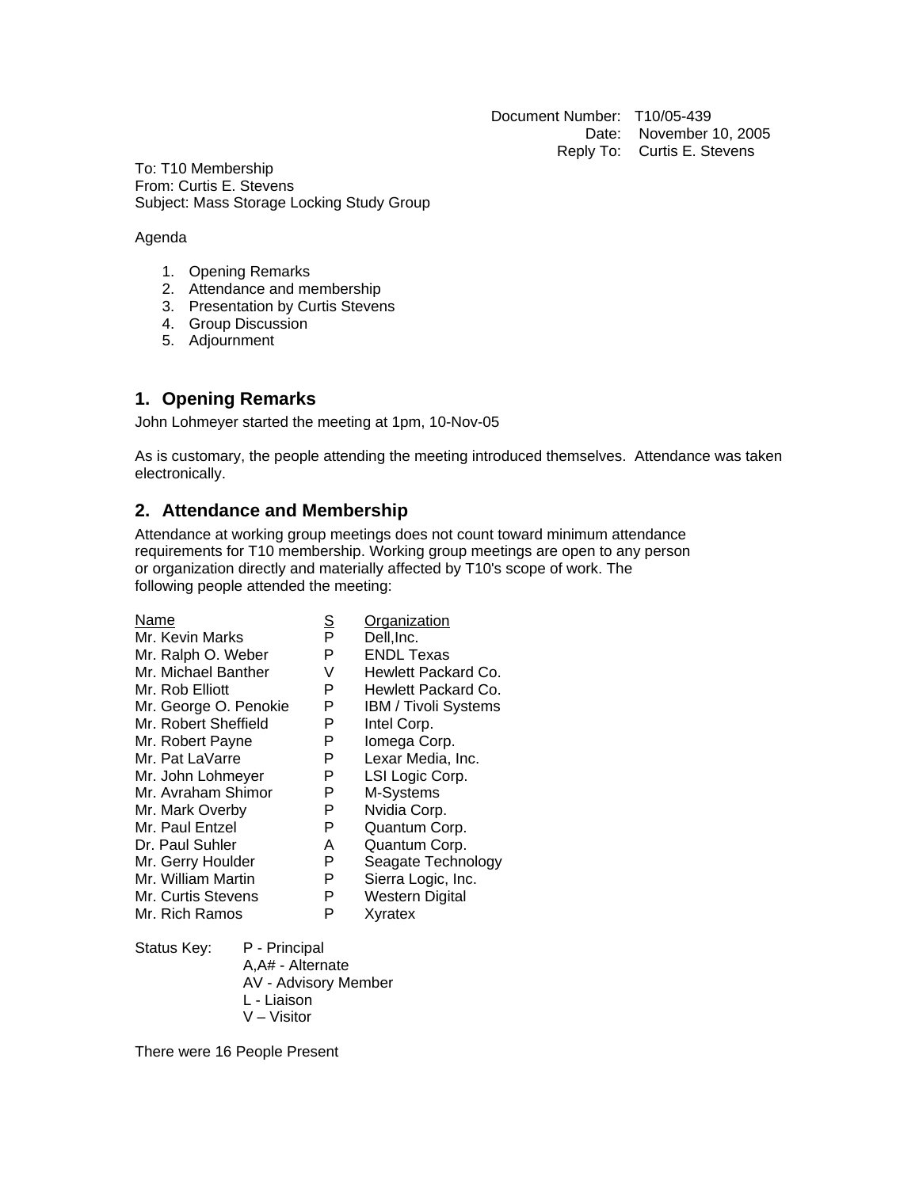Document Number: T10/05-439
Date: November 10, 2005
Reply To: Curtis E. Stevens

To: T10 Membership
From: Curtis E. Stevens
Subject: Mass Storage Locking Study Group

Agenda

1. Opening Remarks
2. Attendance and membership
3. Presentation by Curtis Stevens
4. Group Discussion
5. Adjournment

## 1. Opening Remarks

John Lohmeyer started the meeting at 1pm, 10-Nov-05

As is customary, the people attending the meeting introduced themselves. Attendance was taken electronically.

## 2. Attendance and Membership

Attendance at working group meetings does not count toward minimum attendance requirements for T10 membership. Working group meetings are open to any person or organization directly and materially affected by T10's scope of work. The following people attended the meeting:

| Name | S | Organization |
|---|---|---|
| Mr. Kevin Marks | P | Dell,Inc. |
| Mr. Ralph O. Weber | P | ENDL Texas |
| Mr. Michael Banther | V | Hewlett Packard Co. |
| Mr. Rob Elliott | P | Hewlett Packard Co. |
| Mr. George O. Penokie | P | IBM / Tivoli Systems |
| Mr. Robert Sheffield | P | Intel Corp. |
| Mr. Robert Payne | P | Iomega Corp. |
| Mr. Pat LaVarre | P | Lexar Media, Inc. |
| Mr. John Lohmeyer | P | LSI Logic Corp. |
| Mr. Avraham Shimor | P | M-Systems |
| Mr. Mark Overby | P | Nvidia Corp. |
| Mr. Paul Entzel | P | Quantum Corp. |
| Dr. Paul Suhler | A | Quantum Corp. |
| Mr. Gerry Houlder | P | Seagate Technology |
| Mr. William Martin | P | Sierra Logic, Inc. |
| Mr. Curtis Stevens | P | Western Digital |
| Mr. Rich Ramos | P | Xyratex |

Status Key:
- P - Principal
- A,A# - Alternate
- AV - Advisory Member
- L - Liaison
- V – Visitor

There were 16 People Present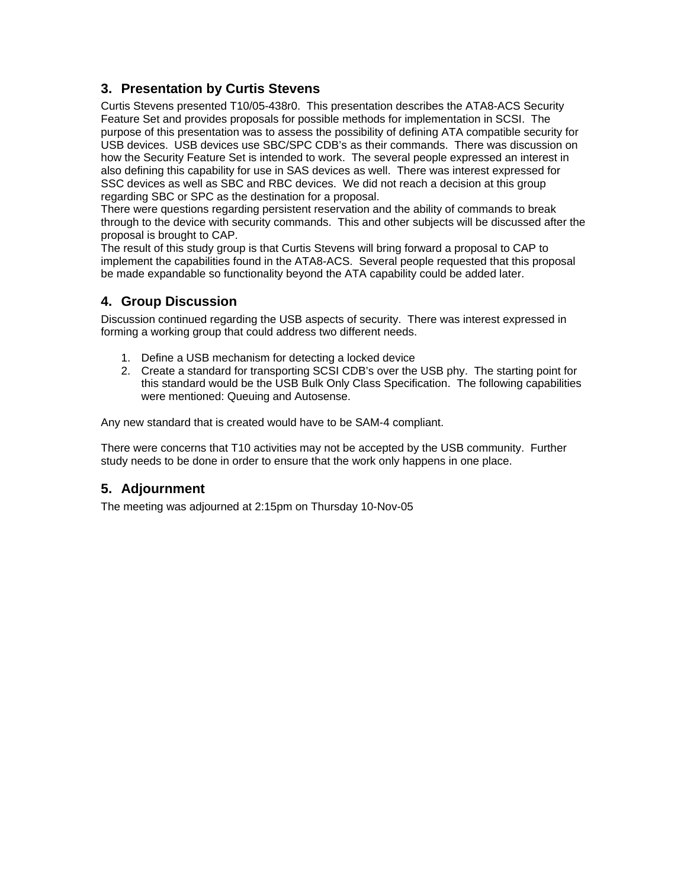## 3. Presentation by Curtis Stevens

Curtis Stevens presented T10/05-438r0. This presentation describes the ATA8-ACS Security Feature Set and provides proposals for possible methods for implementation in SCSI. The purpose of this presentation was to assess the possibility of defining ATA compatible security for USB devices. USB devices use SBC/SPC CDB's as their commands. There was discussion on how the Security Feature Set is intended to work. The several people expressed an interest in also defining this capability for use in SAS devices as well. There was interest expressed for SSC devices as well as SBC and RBC devices. We did not reach a decision at this group regarding SBC or SPC as the destination for a proposal.

There were questions regarding persistent reservation and the ability of commands to break through to the device with security commands. This and other subjects will be discussed after the proposal is brought to CAP.

The result of this study group is that Curtis Stevens will bring forward a proposal to CAP to implement the capabilities found in the ATA8-ACS. Several people requested that this proposal be made expandable so functionality beyond the ATA capability could be added later.

## 4. Group Discussion

Discussion continued regarding the USB aspects of security. There was interest expressed in forming a working group that could address two different needs.

1. Define a USB mechanism for detecting a locked device
2. Create a standard for transporting SCSI CDB's over the USB phy. The starting point for this standard would be the USB Bulk Only Class Specification. The following capabilities were mentioned: Queuing and Autosense.

Any new standard that is created would have to be SAM-4 compliant.

There were concerns that T10 activities may not be accepted by the USB community. Further study needs to be done in order to ensure that the work only happens in one place.

## 5. Adjournment

The meeting was adjourned at 2:15pm on Thursday 10-Nov-05